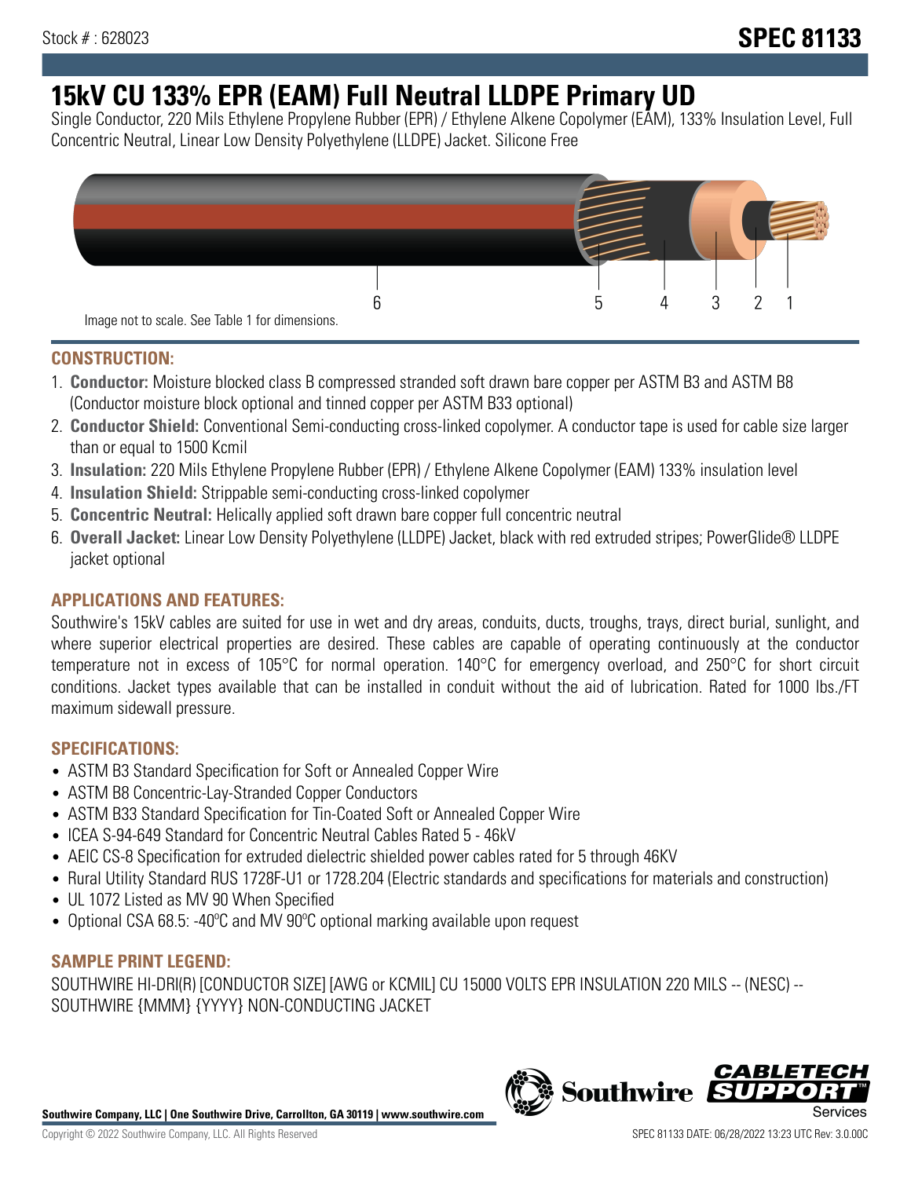Stock # : 628023

# SPEC 81133

# 15kV CU 133% EPR (EAM) Full Neutral LLDPE Primary UD

Single Conductor, 220 Mils Ethylene Propylene Rubber (EPR) / Ethylene Alkene Copolymer (EAM), 133% Insulation Level, Full Concentric Neutral, Linear Low Density Polyethylene (LLDPE) Jacket. Silicone Free

6 5 4 3 2 1

Image not to scale. See Table 1 for dimensions.

## CONSTRUCTION:

1. **Conductor:** Moisture blocked class B compressed stranded soft drawn bare copper per ASTM B3 and ASTM B8 (Conductor moisture block optional and tinned copper per ASTM B33 optional)
2. **Conductor Shield:** Conventional Semi-conducting cross-linked copolymer. A conductor tape is used for cable size larger than or equal to 1500 Kcmil
3. **Insulation:** 220 Mils Ethylene Propylene Rubber (EPR) / Ethylene Alkene Copolymer (EAM) 133% insulation level
4. **Insulation Shield:** Strippable semi-conducting cross-linked copolymer
5. **Concentric Neutral:** Helically applied soft drawn bare copper full concentric neutral
6. **Overall Jacket:** Linear Low Density Polyethylene (LLDPE) Jacket, black with red extruded stripes; PowerGlide® LLDPE jacket optional

## APPLICATIONS AND FEATURES:

Southwire's 15kV cables are suited for use in wet and dry areas, conduits, ducts, troughs, trays, direct burial, sunlight, and where superior electrical properties are desired. These cables are capable of operating continuously at the conductor temperature not in excess of 105°C for normal operation. 140°C for emergency overload, and 250°C for short circuit conditions. Jacket types available that can be installed in conduit without the aid of lubrication. Rated for 1000 lbs./FT maximum sidewall pressure.

## SPECIFICATIONS:

- ASTM B3 Standard Specification for Soft or Annealed Copper Wire
- ASTM B8 Concentric-Lay-Stranded Copper Conductors
- ASTM B33 Standard Specification for Tin-Coated Soft or Annealed Copper Wire
- ICEA S-94-649 Standard for Concentric Neutral Cables Rated 5 - 46kV
- AEIC CS-8 Specification for extruded dielectric shielded power cables rated for 5 through 46KV
- Rural Utility Standard RUS 1728F-U1 or 1728.204 (Electric standards and specifications for materials and construction)
- UL 1072 Listed as MV 90 When Specified
- Optional CSA 68.5: -40ºC and MV 90ºC optional marking available upon request

## SAMPLE PRINT LEGEND:

SOUTHWIRE HI-DRI(R) [CONDUCTOR SIZE] [AWG or KCMIL] CU 15000 VOLTS EPR INSULATION 220 MILS -- (NESC) -- SOUTHWIRE {MMM} {YYYY} NON-CONDUCTING JACKET

Southwire Company, LLC | One Southwire Drive, Carrollton, GA 30119 | www.southwire.com

Copyright © 2022 Southwire Company, LLC. All Rights Reserved

SPEC 81133 DATE: 06/28/2022 13:23 UTC Rev: 3.0.00C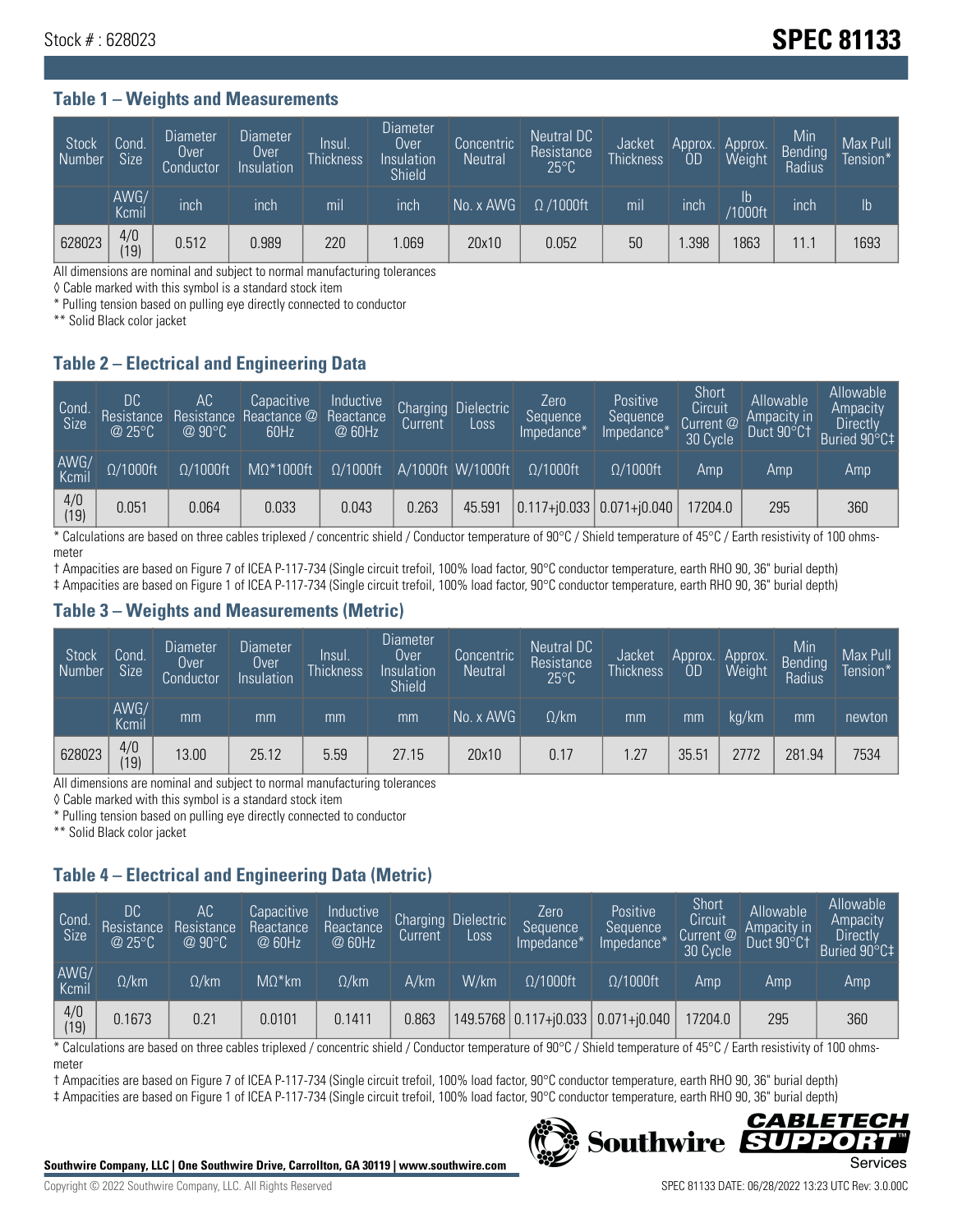Stock # : 628023

# SPEC 81133

### Table 1 – Weights and Measurements

| Stock Number | Cond. Size | Diameter Over Conductor | Diameter Over Insulation | Insul. Thickness | Diameter Over Insulation Shield | Concentric Neutral | Neutral DC Resistance 25°C | Jacket Thickness | Approx. OD | Approx. Weight | Min Bending Radius | Max Pull Tension* |
|---|---|---|---|---|---|---|---|---|---|---|---|---|
| | AWG/ Kcmil | inch | inch | mil | inch | No. x AWG | Ω /1000ft | mil | inch | lb /1000ft | inch | lb |
| 628023 | 4/0 (19) | 0.512 | 0.989 | 220 | 1.069 | 20x10 | 0.052 | 50 | 1.398 | 1863 | 11.1 | 1693 |

All dimensions are nominal and subject to normal manufacturing tolerances

◊ Cable marked with this symbol is a standard stock item

* Pulling tension based on pulling eye directly connected to conductor

** Solid Black color jacket

### Table 2 – Electrical and Engineering Data

| Cond. Size | DC Resistance @ 25°C | AC Resistance @ 90°C | Capacitive Reactance @ 60Hz | Inductive Reactance @ 60Hz | Charging Current | Dielectric Loss | Zero Sequence Impedance* | Positive Sequence Impedance* | Short Circuit Current @ 30 Cycle | Allowable Ampacity in Duct 90°C† | Allowable Ampacity Directly Buried 90°C‡ |
|---|---|---|---|---|---|---|---|---|---|---|---|
| AWG/ Kcmil | Ω/1000ft | Ω/1000ft | MΩ*1000ft | Ω/1000ft | A/1000ft | W/1000ft | Ω/1000ft | Ω/1000ft | Amp | Amp | Amp |
| 4/0 (19) | 0.051 | 0.064 | 0.033 | 0.043 | 0.263 | 45.591 | 0.117+j0.033 | 0.071+j0.040 | 17204.0 | 295 | 360 |

* Calculations are based on three cables triplexed / concentric shield / Conductor temperature of 90°C / Shield temperature of 45°C / Earth resistivity of 100 ohms-meter

† Ampacities are based on Figure 7 of ICEA P-117-734 (Single circuit trefoil, 100% load factor, 90°C conductor temperature, earth RHO 90, 36" burial depth)

‡ Ampacities are based on Figure 1 of ICEA P-117-734 (Single circuit trefoil, 100% load factor, 90°C conductor temperature, earth RHO 90, 36" burial depth)

### Table 3 – Weights and Measurements (Metric)

| Stock Number | Cond. Size | Diameter Over Conductor | Diameter Over Insulation | Insul. Thickness | Diameter Over Insulation Shield | Concentric Neutral | Neutral DC Resistance 25°C | Jacket Thickness | Approx. OD | Approx. Weight | Min Bending Radius | Max Pull Tension* |
|---|---|---|---|---|---|---|---|---|---|---|---|---|
| | AWG/ Kcmil | mm | mm | mm | mm | No. x AWG | Ω/km | mm | mm | kg/km | mm | newton |
| 628023 | 4/0 (19) | 13.00 | 25.12 | 5.59 | 27.15 | 20x10 | 0.17 | 1.27 | 35.51 | 2772 | 281.94 | 7534 |

All dimensions are nominal and subject to normal manufacturing tolerances

◊ Cable marked with this symbol is a standard stock item

* Pulling tension based on pulling eye directly connected to conductor

** Solid Black color jacket

### Table 4 – Electrical and Engineering Data (Metric)

| Cond. Size | DC Resistance @ 25°C | AC Resistance @ 90°C | Capacitive Reactance @ 60Hz | Inductive Reactance @ 60Hz | Charging Current | Dielectric Loss | Zero Sequence Impedance* | Positive Sequence Impedance* | Short Circuit Current @ 30 Cycle | Allowable Ampacity in Duct 90°C† | Allowable Ampacity Directly Buried 90°C‡ |
|---|---|---|---|---|---|---|---|---|---|---|---|
| AWG/ Kcmil | Ω/km | Ω/km | MΩ*km | Ω/km | A/km | W/km | Ω/1000ft | Ω/1000ft | Amp | Amp | Amp |
| 4/0 (19) | 0.1673 | 0.21 | 0.0101 | 0.1411 | 0.863 | 149.5768 | 0.117+j0.033 | 0.071+j0.040 | 17204.0 | 295 | 360 |

* Calculations are based on three cables triplexed / concentric shield / Conductor temperature of 90°C / Shield temperature of 45°C / Earth resistivity of 100 ohms-meter

† Ampacities are based on Figure 7 of ICEA P-117-734 (Single circuit trefoil, 100% load factor, 90°C conductor temperature, earth RHO 90, 36" burial depth)

‡ Ampacities are based on Figure 1 of ICEA P-117-734 (Single circuit trefoil, 100% load factor, 90°C conductor temperature, earth RHO 90, 36" burial depth)

**Southwire Company, LLC | One Southwire Drive, Carrollton, GA 30119 | www.southwire.com**

Copyright © 2022 Southwire Company, LLC. All Rights Reserved

SPEC 81133 DATE: 06/28/2022 13:23 UTC Rev: 3.0.00C